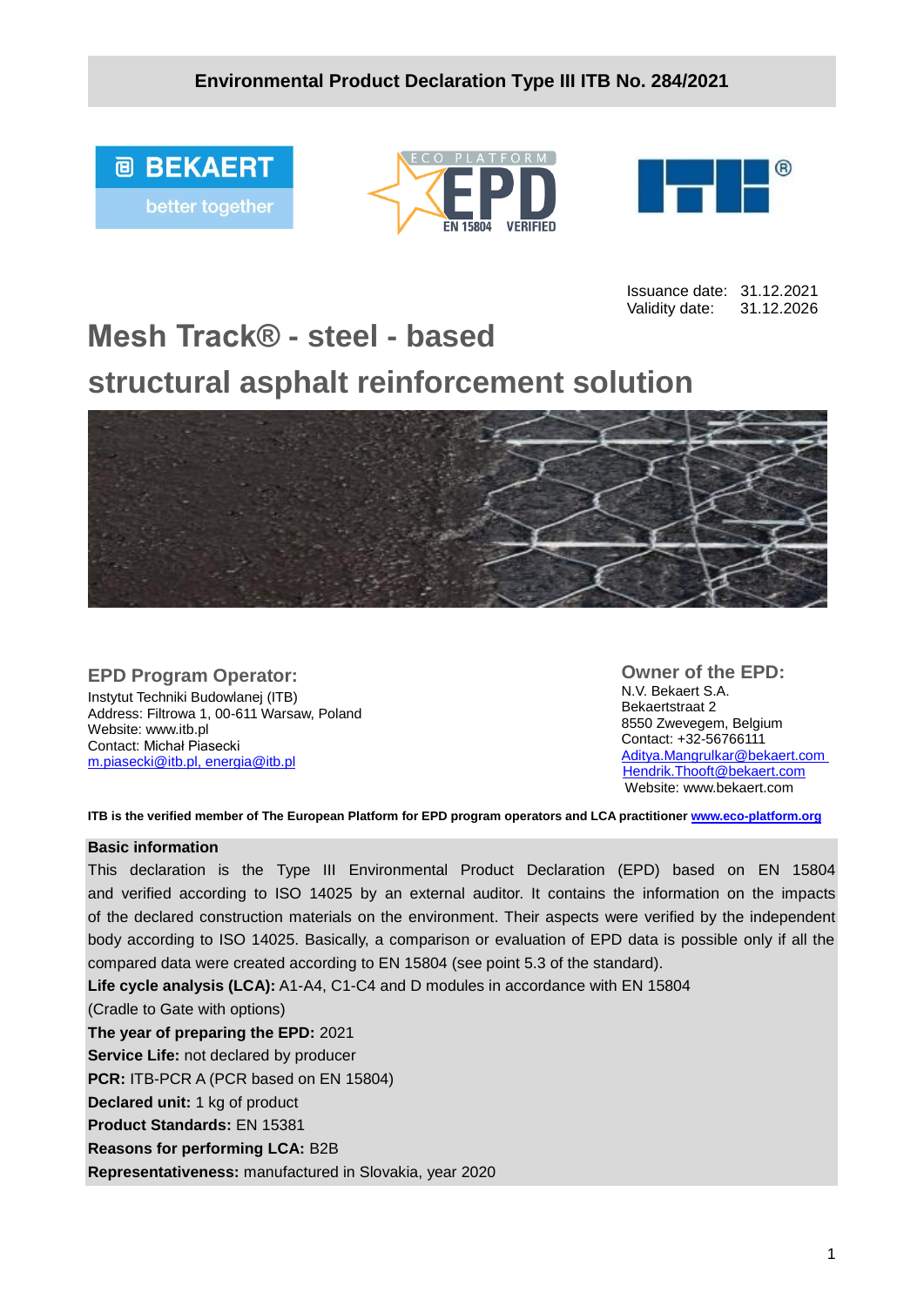**Environmental Product Declaration Type III ITB No. 284/2021**

Issuance date: 31.12.2021
Validity date: 31.12.2026

# Mesh Track® - steel - based structural asphalt reinforcement solution

## EPD Program Operator:

Instytut Techniki Budowlanej (ITB)
Address: Filtrowa 1, 00-611 Warsaw, Poland
Website: www.itb.pl
Contact: Michał Piasecki
m.piasecki@itb.pl, energia@itb.pl

## Owner of the EPD:

N.V. Bekaert S.A.
Bekaertstraat 2
8550 Zwevegem, Belgium
Contact: +32-56766111
Aditya.Mangrulkar@bekaert.com
Hendrik.Thooft@bekaert.com
Website: www.bekaert.com

**ITB is the verified member of The European Platform for EPD program operators and LCA practitioner www.eco-platform.org**

**Basic information**

This declaration is the Type III Environmental Product Declaration (EPD) based on EN 15804 and verified according to ISO 14025 by an external auditor. It contains the information on the impacts of the declared construction materials on the environment. Their aspects were verified by the independent body according to ISO 14025. Basically, a comparison or evaluation of EPD data is possible only if all the compared data were created according to EN 15804 (see point 5.3 of the standard).

**Life cycle analysis (LCA):** A1-A4, C1-C4 and D modules in accordance with EN 15804 (Cradle to Gate with options)

**The year of preparing the EPD:** 2021

**Service Life:** not declared by producer

**PCR:** ITB-PCR A (PCR based on EN 15804)

**Declared unit:** 1 kg of product

**Product Standards:** EN 15381

**Reasons for performing LCA:** B2B

**Representativeness:** manufactured in Slovakia, year 2020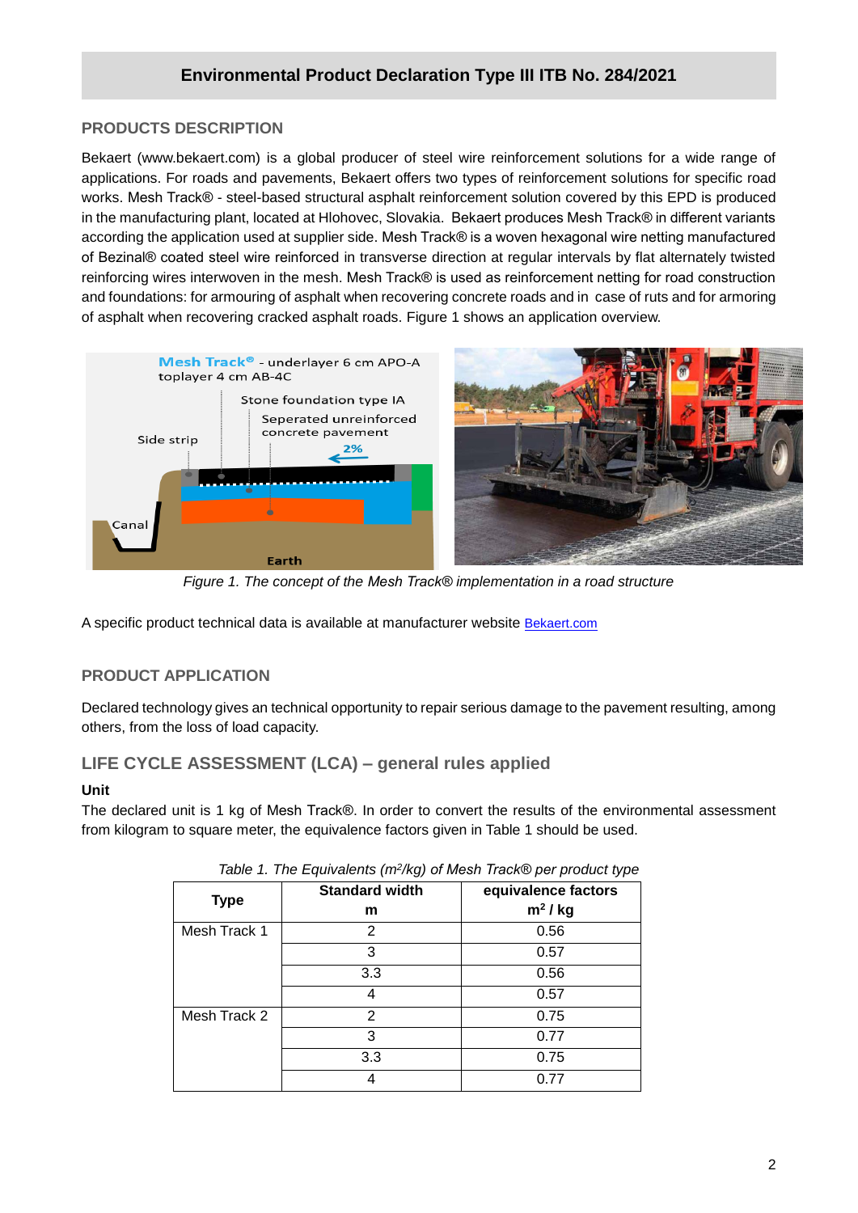## Environmental Product Declaration Type III ITB No. 284/2021

### PRODUCTS DESCRIPTION

Bekaert (www.bekaert.com) is a global producer of steel wire reinforcement solutions for a wide range of applications. For roads and pavements, Bekaert offers two types of reinforcement solutions for specific road works. Mesh Track® - steel-based structural asphalt reinforcement solution covered by this EPD is produced in the manufacturing plant, located at Hlohovec, Slovakia. Bekaert produces Mesh Track® in different variants according the application used at supplier side. Mesh Track® is a woven hexagonal wire netting manufactured of Bezinal® coated steel wire reinforced in transverse direction at regular intervals by flat alternately twisted reinforcing wires interwoven in the mesh. Mesh Track® is used as reinforcement netting for road construction and foundations: for armouring of asphalt when recovering concrete roads and in case of ruts and for armoring of asphalt when recovering cracked asphalt roads. Figure 1 shows an application overview.

*Figure 1. The concept of the Mesh Track® implementation in a road structure*

A specific product technical data is available at manufacturer website Bekaert.com

### PRODUCT APPLICATION

Declared technology gives an technical opportunity to repair serious damage to the pavement resulting, among others, from the loss of load capacity.

### LIFE CYCLE ASSESSMENT (LCA) – general rules applied

**Unit**

The declared unit is 1 kg of Mesh Track®. In order to convert the results of the environmental assessment from kilogram to square meter, the equivalence factors given in Table 1 should be used.

*Table 1. The Equivalents ($m^2$/kg) of Mesh Track® per product type*

| Type | Standard width m | equivalence factors $m^2$ / kg |
|---|---|---|
| Mesh Track 1 | 2 | 0.56 |
| | 3 | 0.57 |
| | 3.3 | 0.56 |
| | 4 | 0.57 |
| Mesh Track 2 | 2 | 0.75 |
| | 3 | 0.77 |
| | 3.3 | 0.75 |
| | 4 | 0.77 |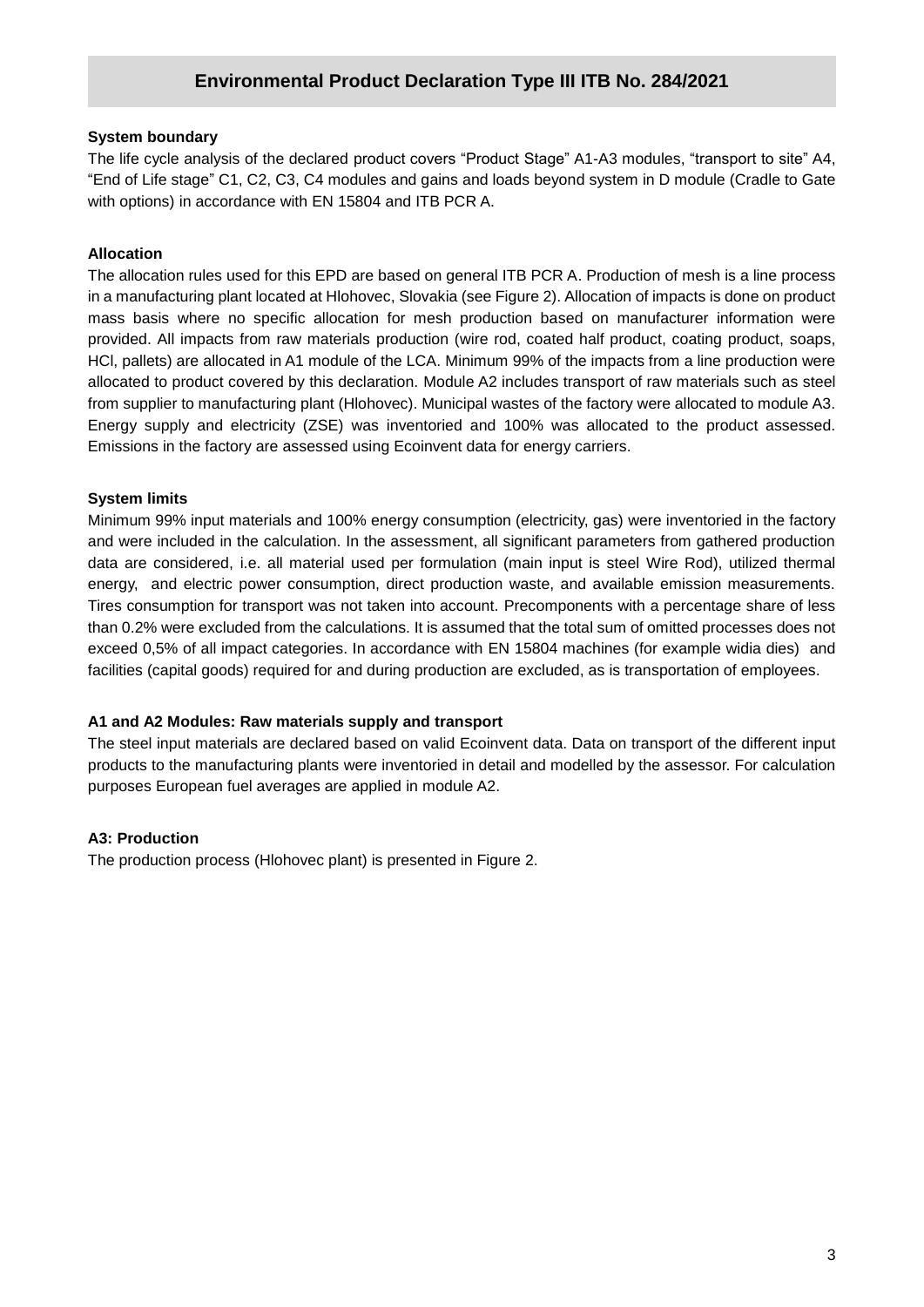## Environmental Product Declaration Type III ITB No. 284/2021

**System boundary**

The life cycle analysis of the declared product covers "Product Stage" A1-A3 modules, "transport to site" A4, "End of Life stage" C1, C2, C3, C4 modules and gains and loads beyond system in D module (Cradle to Gate with options) in accordance with EN 15804 and ITB PCR A.

**Allocation**

The allocation rules used for this EPD are based on general ITB PCR A. Production of mesh is a line process in a manufacturing plant located at Hlohovec, Slovakia (see Figure 2). Allocation of impacts is done on product mass basis where no specific allocation for mesh production based on manufacturer information were provided. All impacts from raw materials production (wire rod, coated half product, coating product, soaps, HCl, pallets) are allocated in A1 module of the LCA. Minimum 99% of the impacts from a line production were allocated to product covered by this declaration. Module A2 includes transport of raw materials such as steel from supplier to manufacturing plant (Hlohovec). Municipal wastes of the factory were allocated to module A3. Energy supply and electricity (ZSE) was inventoried and 100% was allocated to the product assessed. Emissions in the factory are assessed using Ecoinvent data for energy carriers.

**System limits**

Minimum 99% input materials and 100% energy consumption (electricity, gas) were inventoried in the factory and were included in the calculation. In the assessment, all significant parameters from gathered production data are considered, i.e. all material used per formulation (main input is steel Wire Rod), utilized thermal energy, and electric power consumption, direct production waste, and available emission measurements. Tires consumption for transport was not taken into account. Precomponents with a percentage share of less than 0.2% were excluded from the calculations. It is assumed that the total sum of omitted processes does not exceed 0,5% of all impact categories. In accordance with EN 15804 machines (for example widia dies) and facilities (capital goods) required for and during production are excluded, as is transportation of employees.

**A1 and A2 Modules: Raw materials supply and transport**

The steel input materials are declared based on valid Ecoinvent data. Data on transport of the different input products to the manufacturing plants were inventoried in detail and modelled by the assessor. For calculation purposes European fuel averages are applied in module A2.

**A3: Production**

The production process (Hlohovec plant) is presented in Figure 2.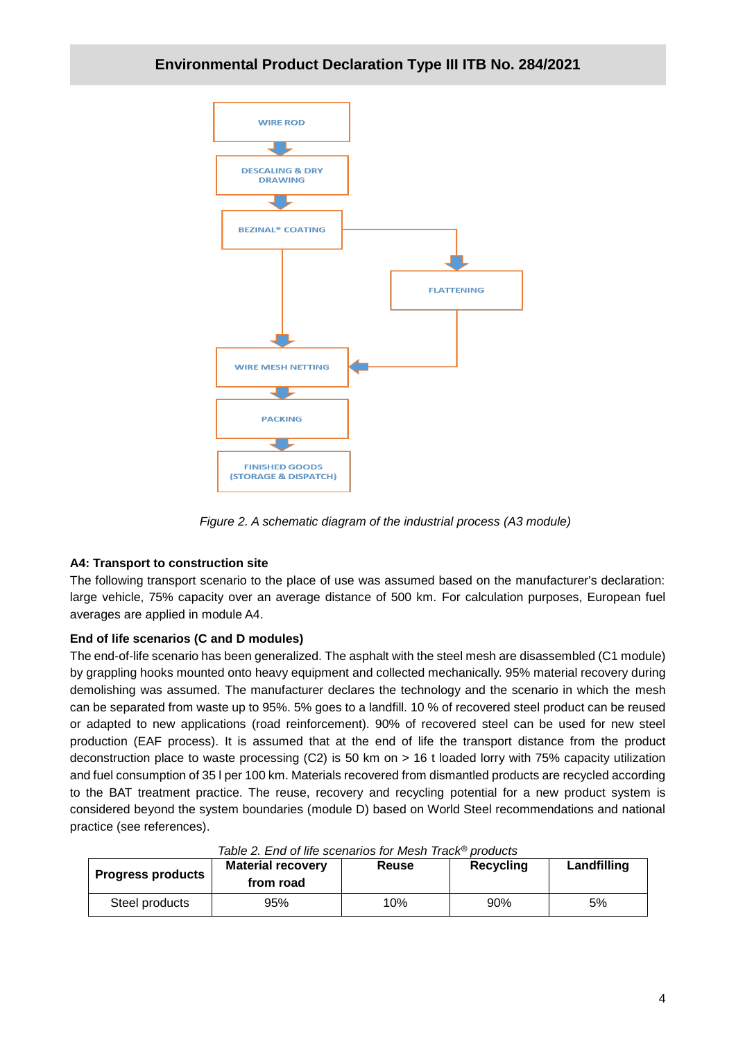WIRE ROD

DESCALING & DRY DRAWING

BEZINAL® COATING

FLATTENING

WIRE MESH NETTING

PACKING

FINISHED GOODS (STORAGE & DISPATCH)

*Figure 2. A schematic diagram of the industrial process (A3 module)*

**A4: Transport to construction site**

The following transport scenario to the place of use was assumed based on the manufacturer's declaration: large vehicle, 75% capacity over an average distance of 500 km. For calculation purposes, European fuel averages are applied in module A4.

**End of life scenarios (C and D modules)**

The end-of-life scenario has been generalized. The asphalt with the steel mesh are disassembled (C1 module) by grappling hooks mounted onto heavy equipment and collected mechanically. 95% material recovery during demolishing was assumed. The manufacturer declares the technology and the scenario in which the mesh can be separated from waste up to 95%. 5% goes to a landfill. 10 % of recovered steel product can be reused or adapted to new applications (road reinforcement). 90% of recovered steel can be used for new steel production (EAF process). It is assumed that at the end of life the transport distance from the product deconstruction place to waste processing (C2) is 50 km on > 16 t loaded lorry with 75% capacity utilization and fuel consumption of 35 l per 100 km. Materials recovered from dismantled products are recycled according to the BAT treatment practice. The reuse, recovery and recycling potential for a new product system is considered beyond the system boundaries (module D) based on World Steel recommendations and national practice (see references).

*Table 2. End of life scenarios for Mesh Track® products*

| Progress products | Material recovery from road | Reuse | Recycling | Landfilling |
|---|---|---|---|---|
| Steel products | 95% | 10% | 90% | 5% |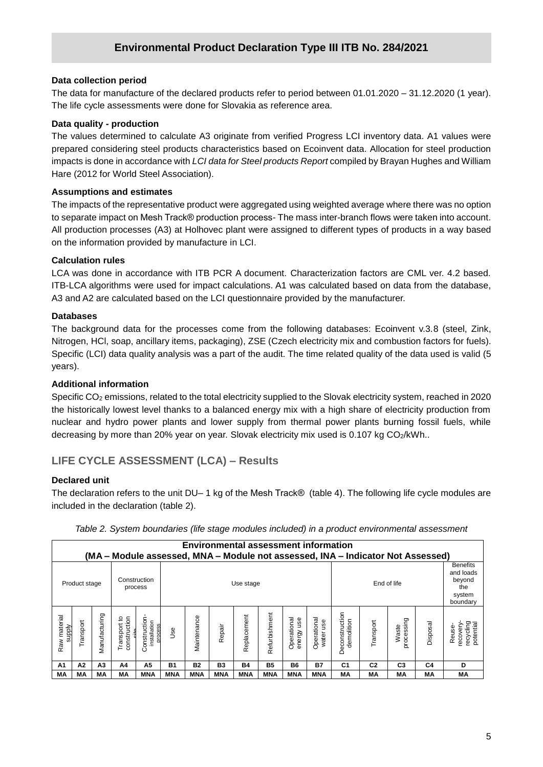## Environmental Product Declaration Type III ITB No. 284/2021

**Data collection period**

The data for manufacture of the declared products refer to period between 01.01.2020 – 31.12.2020 (1 year). The life cycle assessments were done for Slovakia as reference area.

**Data quality - production**

The values determined to calculate A3 originate from verified Progress LCI inventory data. A1 values were prepared considering steel products characteristics based on Ecoinvent data. Allocation for steel production impacts is done in accordance with *LCI data for Steel products Report* compiled by Brayan Hughes and William Hare (2012 for World Steel Association).

**Assumptions and estimates**

The impacts of the representative product were aggregated using weighted average where there was no option to separate impact on Mesh Track® production process- The mass inter-branch flows were taken into account. All production processes (A3) at Holhovec plant were assigned to different types of products in a way based on the information provided by manufacture in LCI.

**Calculation rules**

LCA was done in accordance with ITB PCR A document. Characterization factors are CML ver. 4.2 based. ITB-LCA algorithms were used for impact calculations. A1 was calculated based on data from the database, A3 and A2 are calculated based on the LCI questionnaire provided by the manufacturer.

**Databases**

The background data for the processes come from the following databases: Ecoinvent v.3.8 (steel, Zink, Nitrogen, HCl, soap, ancillary items, packaging), ZSE (Czech electricity mix and combustion factors for fuels). Specific (LCI) data quality analysis was a part of the audit. The time related quality of the data used is valid (5 years).

**Additional information**

Specific $CO_2$ emissions, related to the total electricity supplied to the Slovak electricity system, reached in 2020 the historically lowest level thanks to a balanced energy mix with a high share of electricity production from nuclear and hydro power plants and lower supply from thermal power plants burning fossil fuels, while decreasing by more than 20% year on year. Slovak electricity mix used is 0.107 kg $CO_2$/kWh..

## LIFE CYCLE ASSESSMENT (LCA) – Results

**Declared unit**

The declaration refers to the unit DU– 1 kg of the Mesh Track® (table 4). The following life cycle modules are included in the declaration (table 2).

*Table 2. System boundaries (life stage modules included) in a product environmental assessment*

| **Environmental assessment information (MA – Module assessed, MNA – Module not assessed, INA – Indicator Not Assessed)** | | | | | | | | | | | | | | | | |
|---|---|---|---|---|---|---|---|---|---|---|---|---|---|---|---|---|
| Product stage | | | Construction process | | Use stage | | | | | | | End of life | | | | Benefits and loads beyond the system boundary |
| Raw material supply | Transport | Manufacturing | Transport to construction site | Construction-installation process | Use | Maintenance | Repair | Replacement | Refurbishment | Operational energy use | Operational water use | Deconstruction demolition | Transport | Waste processing | Disposal | Reuse-recovery-recycling potential |
| **A1** | **A2** | **A3** | **A4** | **A5** | **B1** | **B2** | **B3** | **B4** | **B5** | **B6** | **B7** | **C1** | **C2** | **C3** | **C4** | **D** |
| **MA** | **MA** | **MA** | **MA** | **MNA** | **MNA** | **MNA** | **MNA** | **MNA** | **MNA** | **MNA** | **MNA** | **MA** | **MA** | **MA** | **MA** | **MA** |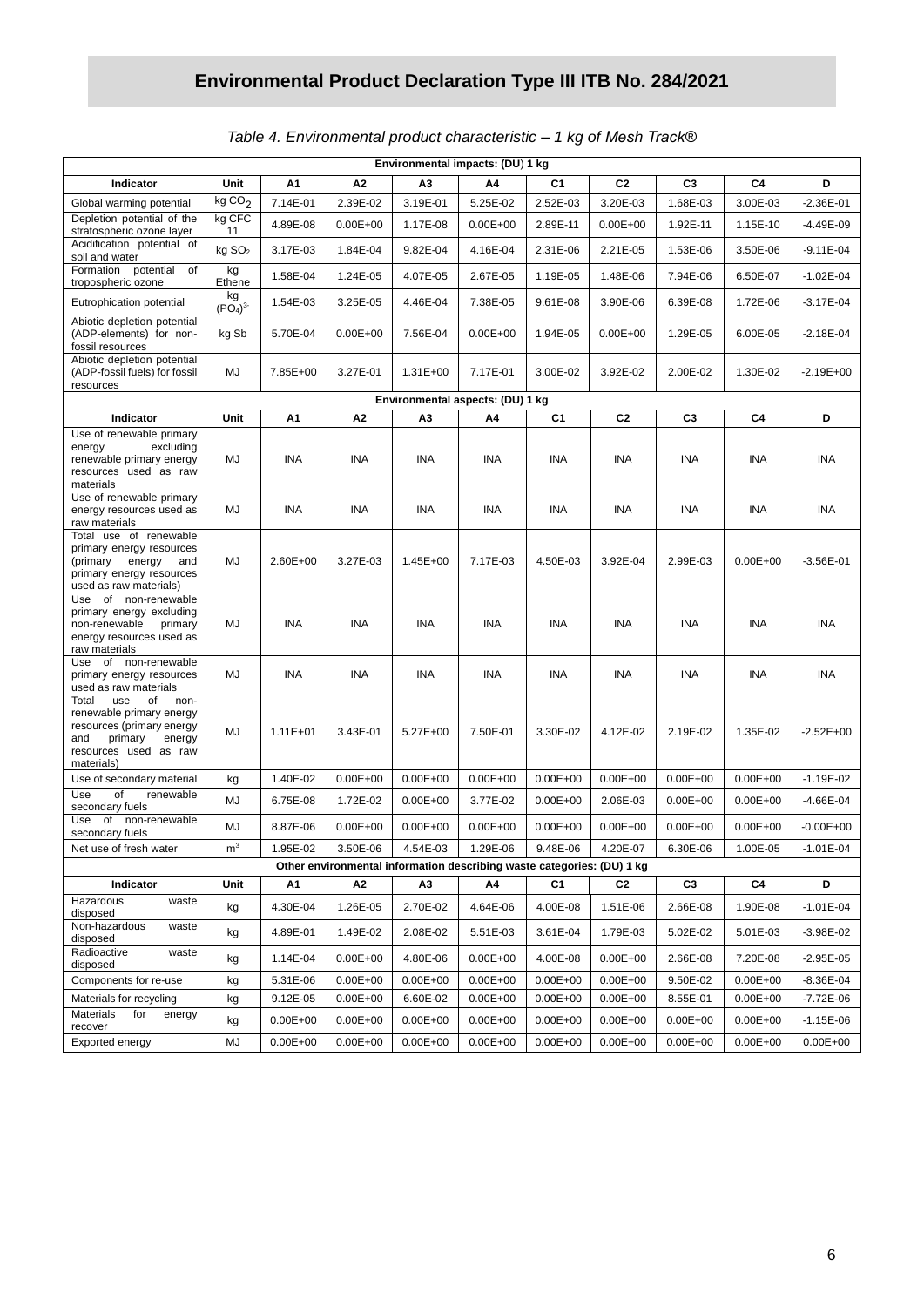# Environmental Product Declaration Type III ITB No. 284/2021

*Table 4. Environmental product characteristic – 1 kg of Mesh Track®*

| Environmental impacts: (DU) 1 kg | | | | | | | | | | |
|---|---|---|---|---|---|---|---|---|---|---|
| **Indicator** | **Unit** | **A1** | **A2** | **A3** | **A4** | **C1** | **C2** | **C3** | **C4** | **D** |
| Global warming potential | kg $CO_2$ | 7.14E-01 | 2.39E-02 | 3.19E-01 | 5.25E-02 | 2.52E-03 | 3.20E-03 | 1.68E-03 | 3.00E-03 | -2.36E-01 |
| Depletion potential of the stratospheric ozone layer | kg CFC 11 | 4.89E-08 | 0.00E+00 | 1.17E-08 | 0.00E+00 | 2.89E-11 | 0.00E+00 | 1.92E-11 | 1.15E-10 | -4.49E-09 |
| Acidification potential of soil and water | kg $SO_2$ | 3.17E-03 | 1.84E-04 | 9.82E-04 | 4.16E-04 | 2.31E-06 | 2.21E-05 | 1.53E-06 | 3.50E-06 | -9.11E-04 |
| Formation potential of tropospheric ozone | kg Ethene | 1.58E-04 | 1.24E-05 | 4.07E-05 | 2.67E-05 | 1.19E-05 | 1.48E-06 | 7.94E-06 | 6.50E-07 | -1.02E-04 |
| Eutrophication potential | kg $(PO_4)^{3-}$ | 1.54E-03 | 3.25E-05 | 4.46E-04 | 7.38E-05 | 9.61E-08 | 3.90E-06 | 6.39E-08 | 1.72E-06 | -3.17E-04 |
| Abiotic depletion potential (ADP-elements) for non-fossil resources | kg Sb | 5.70E-04 | 0.00E+00 | 7.56E-04 | 0.00E+00 | 1.94E-05 | 0.00E+00 | 1.29E-05 | 6.00E-05 | -2.18E-04 |
| Abiotic depletion potential (ADP-fossil fuels) for fossil resources | MJ | 7.85E+00 | 3.27E-01 | 1.31E+00 | 7.17E-01 | 3.00E-02 | 3.92E-02 | 2.00E-02 | 1.30E-02 | -2.19E+00 |
| **Environmental aspects: (DU) 1 kg** | | | | | | | | | | |
| **Indicator** | **Unit** | **A1** | **A2** | **A3** | **A4** | **C1** | **C2** | **C3** | **C4** | **D** |
| Use of renewable primary energy excluding renewable primary energy resources used as raw materials | MJ | INA | INA | INA | INA | INA | INA | INA | INA | INA |
| Use of renewable primary energy resources used as raw materials | MJ | INA | INA | INA | INA | INA | INA | INA | INA | INA |
| Total use of renewable primary energy resources (primary energy and primary energy resources used as raw materials) | MJ | 2.60E+00 | 3.27E-03 | 1.45E+00 | 7.17E-03 | 4.50E-03 | 3.92E-04 | 2.99E-03 | 0.00E+00 | -3.56E-01 |
| Use of non-renewable primary energy excluding non-renewable primary energy resources used as raw materials | MJ | INA | INA | INA | INA | INA | INA | INA | INA | INA |
| Use of non-renewable primary energy resources used as raw materials | MJ | INA | INA | INA | INA | INA | INA | INA | INA | INA |
| Total use of non-renewable primary energy resources (primary energy and primary energy resources used as raw materials) | MJ | 1.11E+01 | 3.43E-01 | 5.27E+00 | 7.50E-01 | 3.30E-02 | 4.12E-02 | 2.19E-02 | 1.35E-02 | -2.52E+00 |
| Use of secondary material | kg | 1.40E-02 | 0.00E+00 | 0.00E+00 | 0.00E+00 | 0.00E+00 | 0.00E+00 | 0.00E+00 | 0.00E+00 | -1.19E-02 |
| Use of renewable secondary fuels | MJ | 6.75E-08 | 1.72E-02 | 0.00E+00 | 3.77E-02 | 0.00E+00 | 2.06E-03 | 0.00E+00 | 0.00E+00 | -4.66E-04 |
| Use of non-renewable secondary fuels | MJ | 8.87E-06 | 0.00E+00 | 0.00E+00 | 0.00E+00 | 0.00E+00 | 0.00E+00 | 0.00E+00 | 0.00E+00 | -0.00E+00 |
| Net use of fresh water | $m^3$ | 1.95E-02 | 3.50E-06 | 4.54E-03 | 1.29E-06 | 9.48E-06 | 4.20E-07 | 6.30E-06 | 1.00E-05 | -1.01E-04 |
| **Other environmental information describing waste categories: (DU) 1 kg** | | | | | | | | | | |
| **Indicator** | **Unit** | **A1** | **A2** | **A3** | **A4** | **C1** | **C2** | **C3** | **C4** | **D** |
| Hazardous waste disposed | kg | 4.30E-04 | 1.26E-05 | 2.70E-02 | 4.64E-06 | 4.00E-08 | 1.51E-06 | 2.66E-08 | 1.90E-08 | -1.01E-04 |
| Non-hazardous waste disposed | kg | 4.89E-01 | 1.49E-02 | 2.08E-02 | 5.51E-03 | 3.61E-04 | 1.79E-03 | 5.02E-02 | 5.01E-03 | -3.98E-02 |
| Radioactive waste disposed | kg | 1.14E-04 | 0.00E+00 | 4.80E-06 | 0.00E+00 | 4.00E-08 | 0.00E+00 | 2.66E-08 | 7.20E-08 | -2.95E-05 |
| Components for re-use | kg | 5.31E-06 | 0.00E+00 | 0.00E+00 | 0.00E+00 | 0.00E+00 | 0.00E+00 | 9.50E-02 | 0.00E+00 | -8.36E-04 |
| Materials for recycling | kg | 9.12E-05 | 0.00E+00 | 6.60E-02 | 0.00E+00 | 0.00E+00 | 0.00E+00 | 8.55E-01 | 0.00E+00 | -7.72E-06 |
| Materials for energy recover | kg | 0.00E+00 | 0.00E+00 | 0.00E+00 | 0.00E+00 | 0.00E+00 | 0.00E+00 | 0.00E+00 | 0.00E+00 | -1.15E-06 |
| Exported energy | MJ | 0.00E+00 | 0.00E+00 | 0.00E+00 | 0.00E+00 | 0.00E+00 | 0.00E+00 | 0.00E+00 | 0.00E+00 | 0.00E+00 |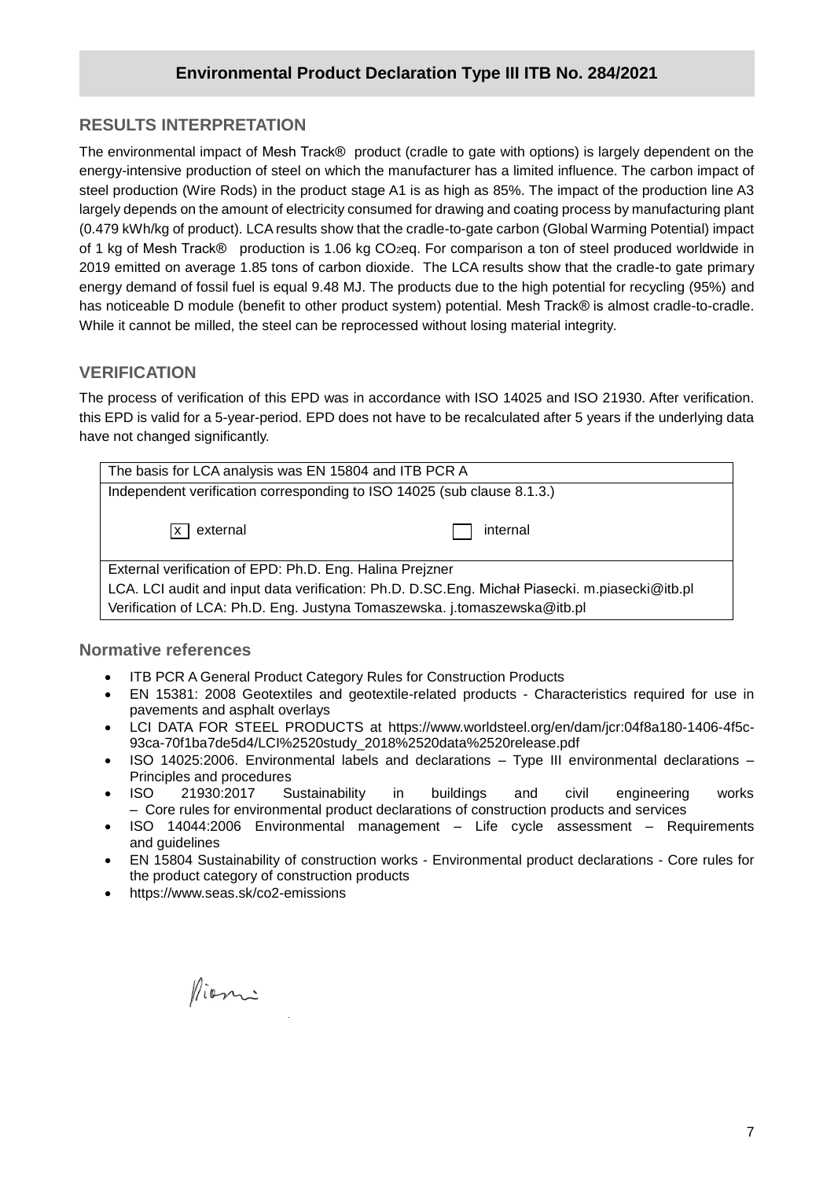## RESULTS INTERPRETATION

The environmental impact of Mesh Track® product (cradle to gate with options) is largely dependent on the energy-intensive production of steel on which the manufacturer has a limited influence. The carbon impact of steel production (Wire Rods) in the product stage A1 is as high as 85%. The impact of the production line A3 largely depends on the amount of electricity consumed for drawing and coating process by manufacturing plant (0.479 kWh/kg of product). LCA results show that the cradle-to-gate carbon (Global Warming Potential) impact of 1 kg of Mesh Track® production is 1.06 kg $CO_2$eq. For comparison a ton of steel produced worldwide in 2019 emitted on average 1.85 tons of carbon dioxide. The LCA results show that the cradle-to gate primary energy demand of fossil fuel is equal 9.48 MJ. The products due to the high potential for recycling (95%) and has noticeable D module (benefit to other product system) potential. Mesh Track® is almost cradle-to-cradle. While it cannot be milled, the steel can be reprocessed without losing material integrity.

## VERIFICATION

The process of verification of this EPD was in accordance with ISO 14025 and ISO 21930. After verification. this EPD is valid for a 5-year-period. EPD does not have to be recalculated after 5 years if the underlying data have not changed significantly.

| The basis for LCA analysis was EN 15804 and ITB PCR A | |
|---|---|
| Independent verification corresponding to ISO 14025 (sub clause 8.1.3.) | |
| [x] external | [ ] internal |
| External verification of EPD: Ph.D. Eng. Halina Prejzner | |
| LCA. LCI audit and input data verification: Ph.D. D.SC.Eng. Michał Piasecki. m.piasecki@itb.pl | |
| Verification of LCA: Ph.D. Eng. Justyna Tomaszewska. j.tomaszewska@itb.pl | |

### Normative references

- ITB PCR A General Product Category Rules for Construction Products
- EN 15381: 2008 Geotextiles and geotextile-related products - Characteristics required for use in pavements and asphalt overlays
- LCI DATA FOR STEEL PRODUCTS at https://www.worldsteel.org/en/dam/jcr:04f8a180-1406-4f5c-93ca-70f1ba7de5d4/LCI%2520study_2018%2520data%2520release.pdf
- ISO 14025:2006. Environmental labels and declarations – Type III environmental declarations – Principles and procedures
- ISO 21930:2017 Sustainability in buildings and civil engineering works – Core rules for environmental product declarations of construction products and services
- ISO 14044:2006 Environmental management – Life cycle assessment – Requirements and guidelines
- EN 15804 Sustainability of construction works - Environmental product declarations - Core rules for the product category of construction products
- https://www.seas.sk/co2-emissions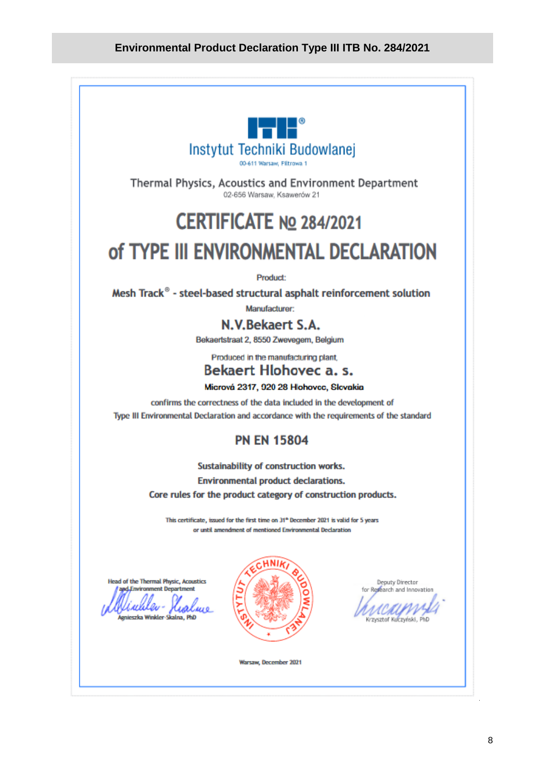Instytut Techniki Budowlanej

00-611 Warsaw, Filtrowa 1

Thermal Physics, Acoustics and Environment Department

02-656 Warsaw, Ksawerów 21

# CERTIFICATE № 284/2021

# of TYPE III ENVIRONMENTAL DECLARATION

Product:

**Mesh Track® - steel-based structural asphalt reinforcement solution**

Manufacturer:

**N.V.Bekaert S.A.**

Bekaertstraat 2, 8550 Zwevegem, Belgium

Produced in the manufacturing plant,

**Bekaert Hlohovec a. s.**

**Mierová 2317, 920 28 Hlohovec, Slovakia**

confirms the correctness of the data included in the development of Type III Environmental Declaration and accordance with the requirements of the standard

**PN EN 15804**

**Sustainability of construction works.**
**Environmental product declarations.**
**Core rules for the product category of construction products.**

This certificate, issued for the first time on 31st December 2021 is valid for 5 years or until amendment of mentioned Environmental Declaration

Head of the Thermal Physic, Acoustics and Environment Department

Agnieszka Winkler-Skalna, PhD

INSTYTUT TECHNIKI BUDOWLANEJ

Deputy Director for Research and Innovation

Krzysztof Kuczyński, PhD

Warsaw, December 2021